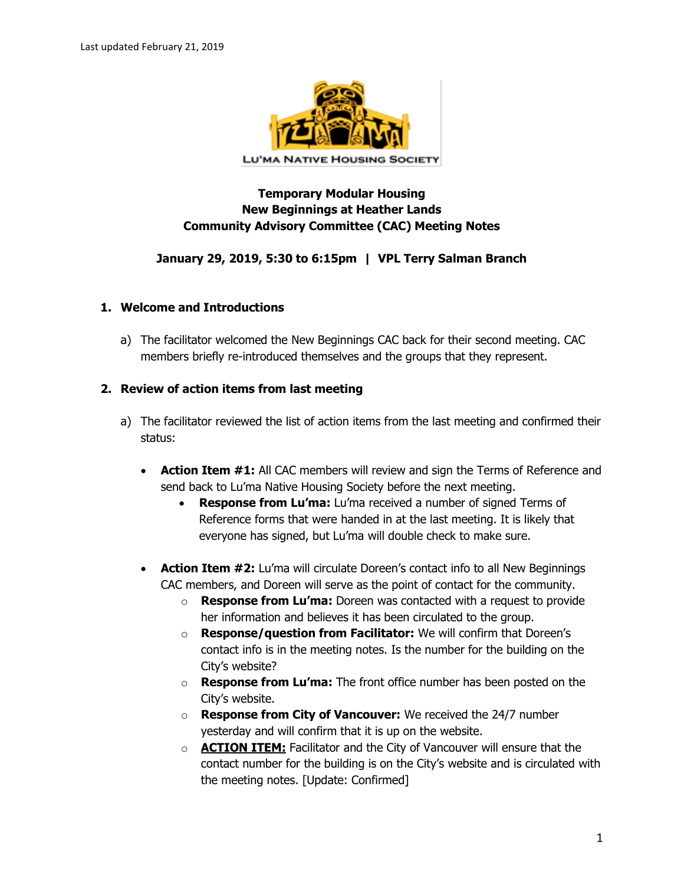Last updated February 21, 2019

LU'MA NATIVE HOUSING SOCIETY

**Temporary Modular Housing**
**New Beginnings at Heather Lands**
**Community Advisory Committee (CAC) Meeting Notes**

**January 29, 2019, 5:30 to 6:15pm | VPL Terry Salman Branch**

## 1. Welcome and Introductions

a) The facilitator welcomed the New Beginnings CAC back for their second meeting. CAC members briefly re-introduced themselves and the groups that they represent.

## 2. Review of action items from last meeting

a) The facilitator reviewed the list of action items from the last meeting and confirmed their status:

- **Action Item #1:** All CAC members will review and sign the Terms of Reference and send back to Lu'ma Native Housing Society before the next meeting.
    - **Response from Lu'ma:** Lu'ma received a number of signed Terms of Reference forms that were handed in at the last meeting. It is likely that everyone has signed, but Lu'ma will double check to make sure.

- **Action Item #2:** Lu'ma will circulate Doreen's contact info to all New Beginnings CAC members, and Doreen will serve as the point of contact for the community.
    - **Response from Lu'ma:** Doreen was contacted with a request to provide her information and believes it has been circulated to the group.
    - **Response/question from Facilitator:** We will confirm that Doreen's contact info is in the meeting notes. Is the number for the building on the City's website?
    - **Response from Lu'ma:** The front office number has been posted on the City's website.
    - **Response from City of Vancouver:** We received the 24/7 number yesterday and will confirm that it is up on the website.
    - **ACTION ITEM:** Facilitator and the City of Vancouver will ensure that the contact number for the building is on the City's website and is circulated with the meeting notes. [Update: Confirmed]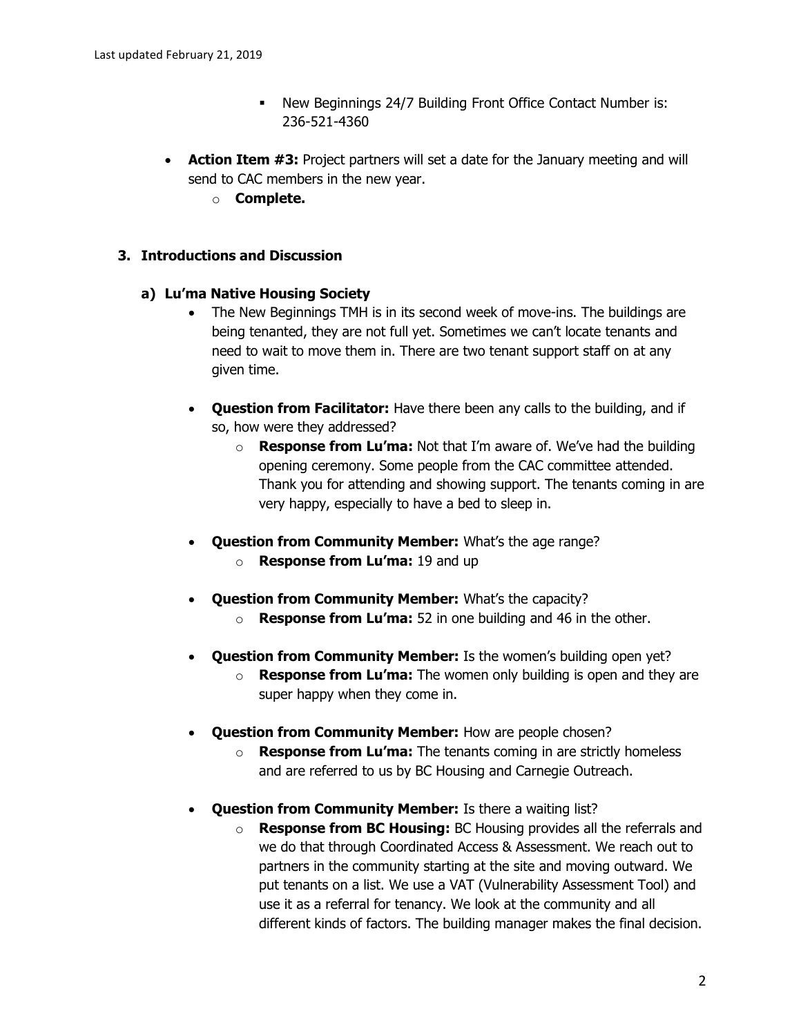- New Beginnings 24/7 Building Front Office Contact Number is: 236-521-4360

- **Action Item #3:** Project partners will set a date for the January meeting and will send to CAC members in the new year.
  - **Complete.**

## 3. Introductions and Discussion

### a) Lu'ma Native Housing Society

- The New Beginnings TMH is in its second week of move-ins. The buildings are being tenanted, they are not full yet. Sometimes we can't locate tenants and need to wait to move them in. There are two tenant support staff on at any given time.

- **Question from Facilitator:** Have there been any calls to the building, and if so, how were they addressed?
  - **Response from Lu'ma:** Not that I'm aware of. We've had the building opening ceremony. Some people from the CAC committee attended. Thank you for attending and showing support. The tenants coming in are very happy, especially to have a bed to sleep in.

- **Question from Community Member:** What's the age range?
  - **Response from Lu'ma:** 19 and up

- **Question from Community Member:** What's the capacity?
  - **Response from Lu'ma:** 52 in one building and 46 in the other.

- **Question from Community Member:** Is the women's building open yet?
  - **Response from Lu'ma:** The women only building is open and they are super happy when they come in.

- **Question from Community Member:** How are people chosen?
  - **Response from Lu'ma:** The tenants coming in are strictly homeless and are referred to us by BC Housing and Carnegie Outreach.

- **Question from Community Member:** Is there a waiting list?
  - **Response from BC Housing:** BC Housing provides all the referrals and we do that through Coordinated Access & Assessment. We reach out to partners in the community starting at the site and moving outward. We put tenants on a list. We use a VAT (Vulnerability Assessment Tool) and use it as a referral for tenancy. We look at the community and all different kinds of factors. The building manager makes the final decision.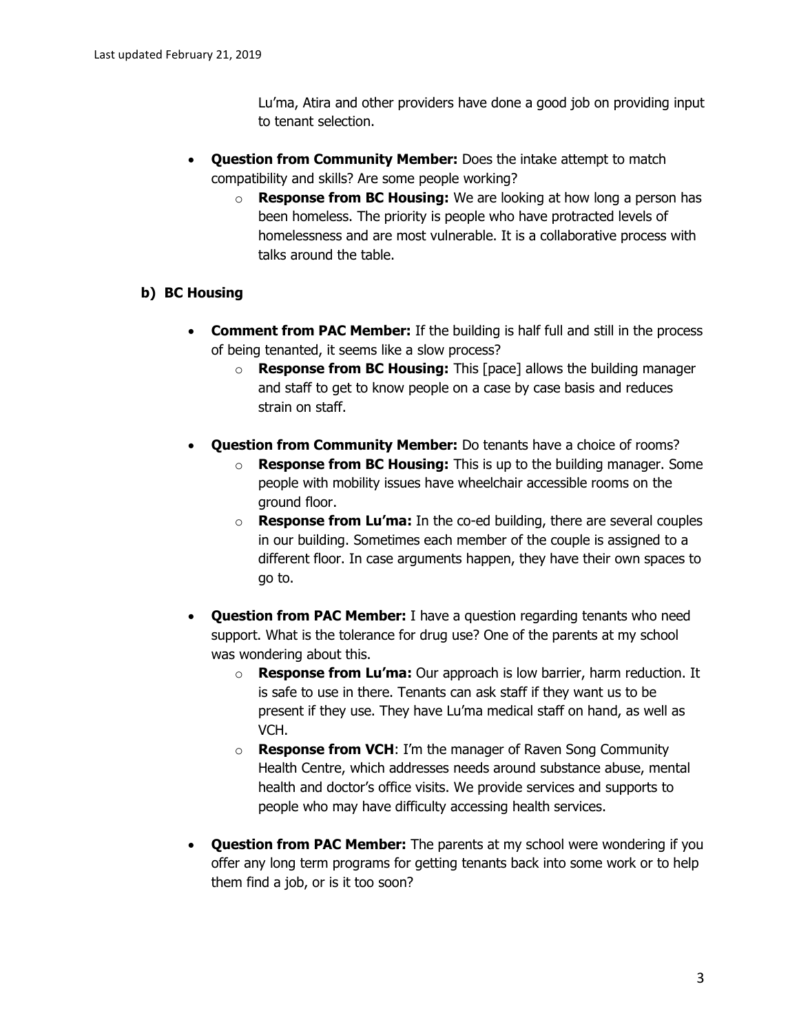Lu'ma, Atira and other providers have done a good job on providing input to tenant selection.

- **Question from Community Member:** Does the intake attempt to match compatibility and skills? Are some people working?
    - **Response from BC Housing:** We are looking at how long a person has been homeless. The priority is people who have protracted levels of homelessness and are most vulnerable. It is a collaborative process with talks around the table.

### b) BC Housing

- **Comment from PAC Member:** If the building is half full and still in the process of being tenanted, it seems like a slow process?
    - **Response from BC Housing:** This [pace] allows the building manager and staff to get to know people on a case by case basis and reduces strain on staff.
- **Question from Community Member:** Do tenants have a choice of rooms?
    - **Response from BC Housing:** This is up to the building manager. Some people with mobility issues have wheelchair accessible rooms on the ground floor.
    - **Response from Lu'ma:** In the co-ed building, there are several couples in our building. Sometimes each member of the couple is assigned to a different floor. In case arguments happen, they have their own spaces to go to.
- **Question from PAC Member:** I have a question regarding tenants who need support. What is the tolerance for drug use? One of the parents at my school was wondering about this.
    - **Response from Lu'ma:** Our approach is low barrier, harm reduction. It is safe to use in there. Tenants can ask staff if they want us to be present if they use. They have Lu'ma medical staff on hand, as well as VCH.
    - **Response from VCH**: I'm the manager of Raven Song Community Health Centre, which addresses needs around substance abuse, mental health and doctor's office visits. We provide services and supports to people who may have difficulty accessing health services.
- **Question from PAC Member:** The parents at my school were wondering if you offer any long term programs for getting tenants back into some work or to help them find a job, or is it too soon?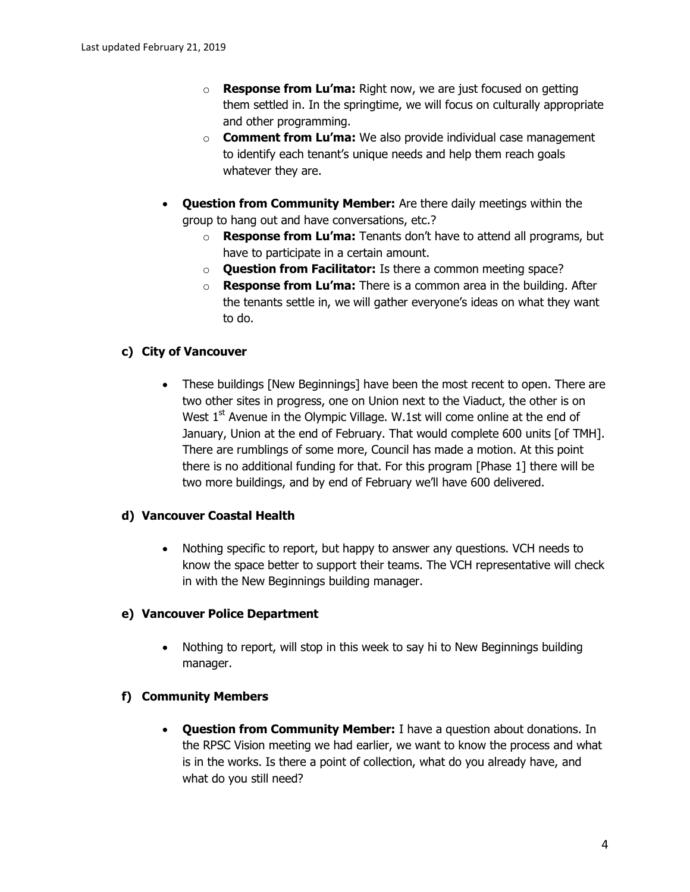- **Response from Lu'ma:** Right now, we are just focused on getting them settled in. In the springtime, we will focus on culturally appropriate and other programming.
  - **Comment from Lu'ma:** We also provide individual case management to identify each tenant's unique needs and help them reach goals whatever they are.

- **Question from Community Member:** Are there daily meetings within the group to hang out and have conversations, etc.?
  - **Response from Lu'ma:** Tenants don't have to attend all programs, but have to participate in a certain amount.
  - **Question from Facilitator:** Is there a common meeting space?
  - **Response from Lu'ma:** There is a common area in the building. After the tenants settle in, we will gather everyone's ideas on what they want to do.

### c) City of Vancouver

- These buildings [New Beginnings] have been the most recent to open. There are two other sites in progress, one on Union next to the Viaduct, the other is on West 1st Avenue in the Olympic Village. W.1st will come online at the end of January, Union at the end of February. That would complete 600 units [of TMH]. There are rumblings of some more, Council has made a motion. At this point there is no additional funding for that. For this program [Phase 1] there will be two more buildings, and by end of February we'll have 600 delivered.

### d) Vancouver Coastal Health

- Nothing specific to report, but happy to answer any questions. VCH needs to know the space better to support their teams. The VCH representative will check in with the New Beginnings building manager.

### e) Vancouver Police Department

- Nothing to report, will stop in this week to say hi to New Beginnings building manager.

### f) Community Members

- **Question from Community Member:** I have a question about donations. In the RPSC Vision meeting we had earlier, we want to know the process and what is in the works. Is there a point of collection, what do you already have, and what do you still need?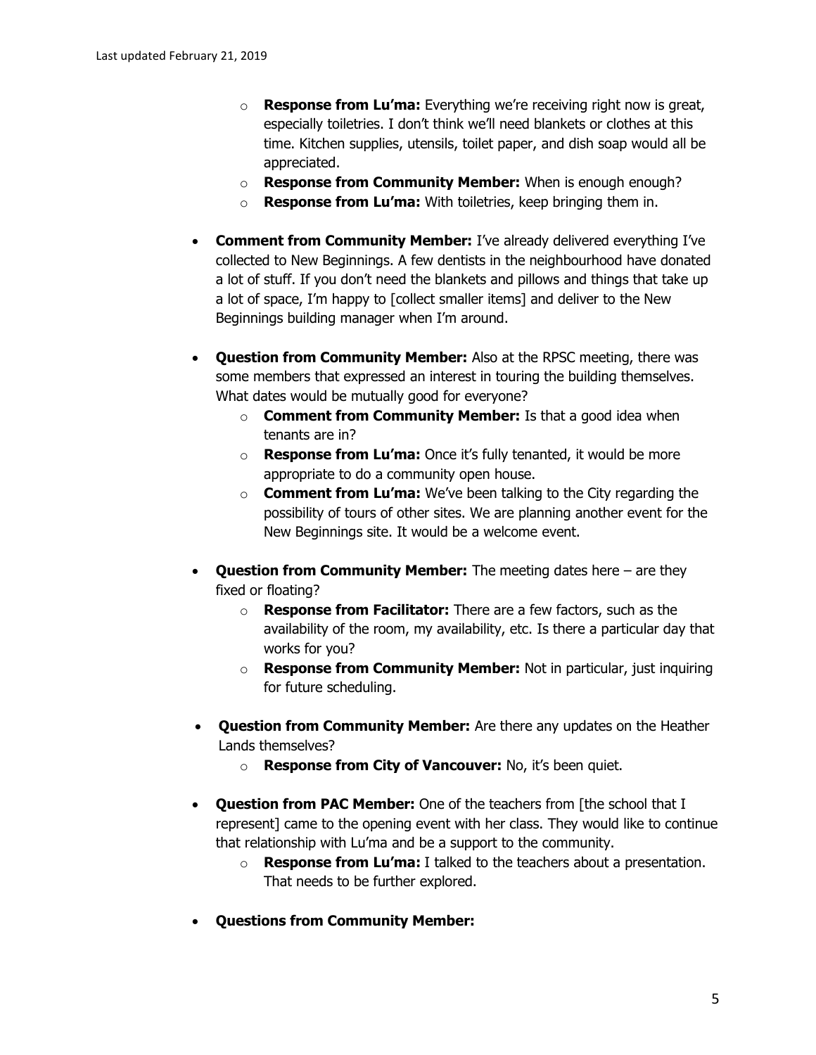- **Response from Lu'ma:** Everything we're receiving right now is great, especially toiletries. I don't think we'll need blankets or clothes at this time. Kitchen supplies, utensils, toilet paper, and dish soap would all be appreciated.
  - **Response from Community Member:** When is enough enough?
  - **Response from Lu'ma:** With toiletries, keep bringing them in.

- **Comment from Community Member:** I've already delivered everything I've collected to New Beginnings. A few dentists in the neighbourhood have donated a lot of stuff. If you don't need the blankets and pillows and things that take up a lot of space, I'm happy to [collect smaller items] and deliver to the New Beginnings building manager when I'm around.

- **Question from Community Member:** Also at the RPSC meeting, there was some members that expressed an interest in touring the building themselves. What dates would be mutually good for everyone?
  - **Comment from Community Member:** Is that a good idea when tenants are in?
  - **Response from Lu'ma:** Once it's fully tenanted, it would be more appropriate to do a community open house.
  - **Comment from Lu'ma:** We've been talking to the City regarding the possibility of tours of other sites. We are planning another event for the New Beginnings site. It would be a welcome event.

- **Question from Community Member:** The meeting dates here – are they fixed or floating?
  - **Response from Facilitator:** There are a few factors, such as the availability of the room, my availability, etc. Is there a particular day that works for you?
  - **Response from Community Member:** Not in particular, just inquiring for future scheduling.

- **Question from Community Member:** Are there any updates on the Heather Lands themselves?
  - **Response from City of Vancouver:** No, it's been quiet.

- **Question from PAC Member:** One of the teachers from [the school that I represent] came to the opening event with her class. They would like to continue that relationship with Lu'ma and be a support to the community.
  - **Response from Lu'ma:** I talked to the teachers about a presentation. That needs to be further explored.

- **Questions from Community Member:**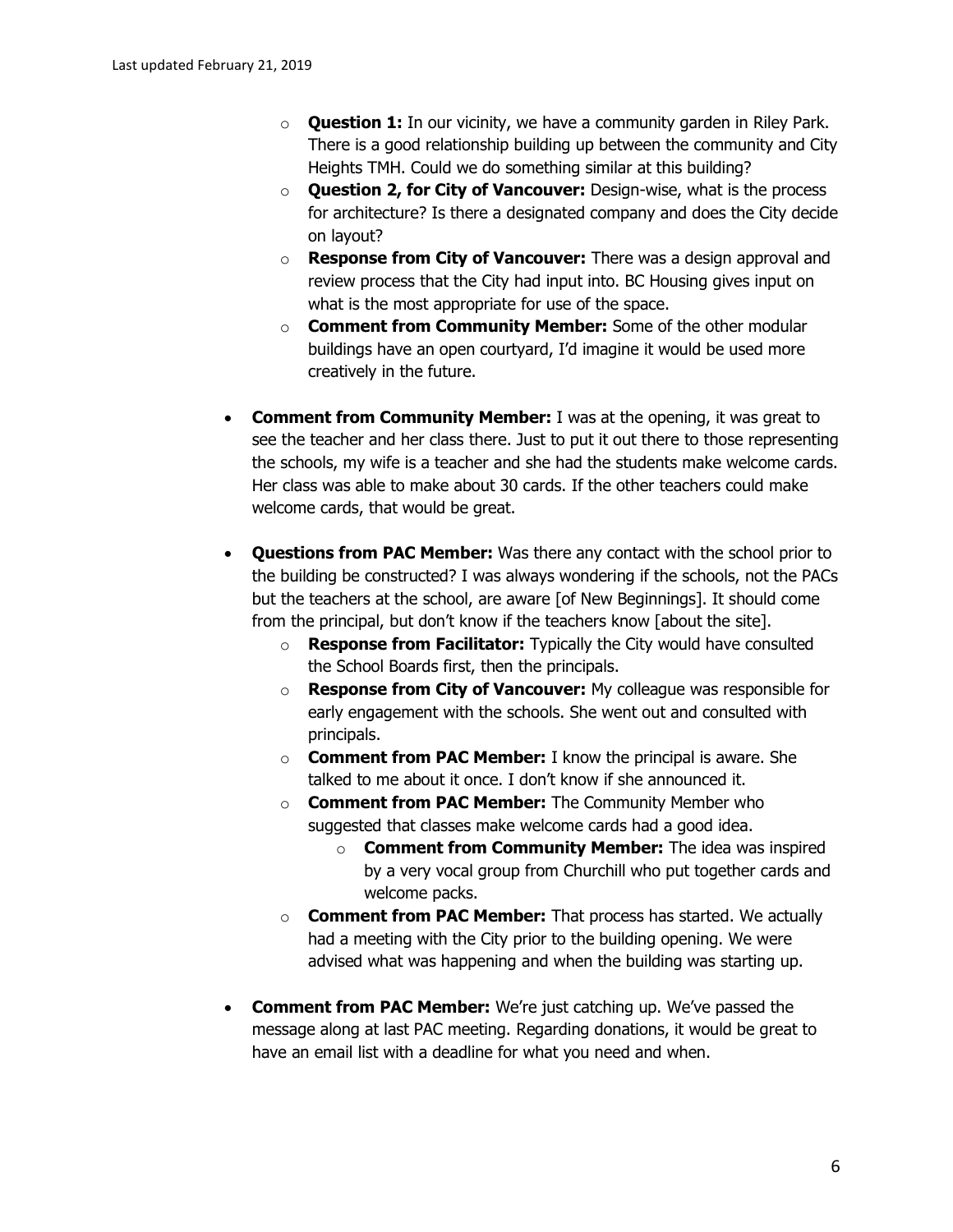- **Question 1:** In our vicinity, we have a community garden in Riley Park. There is a good relationship building up between the community and City Heights TMH. Could we do something similar at this building?
  - **Question 2, for City of Vancouver:** Design-wise, what is the process for architecture? Is there a designated company and does the City decide on layout?
  - **Response from City of Vancouver:** There was a design approval and review process that the City had input into. BC Housing gives input on what is the most appropriate for use of the space.
  - **Comment from Community Member:** Some of the other modular buildings have an open courtyard, I'd imagine it would be used more creatively in the future.

- **Comment from Community Member:** I was at the opening, it was great to see the teacher and her class there. Just to put it out there to those representing the schools, my wife is a teacher and she had the students make welcome cards. Her class was able to make about 30 cards. If the other teachers could make welcome cards, that would be great.

- **Questions from PAC Member:** Was there any contact with the school prior to the building be constructed? I was always wondering if the schools, not the PACs but the teachers at the school, are aware [of New Beginnings]. It should come from the principal, but don't know if the teachers know [about the site].
  - **Response from Facilitator:** Typically the City would have consulted the School Boards first, then the principals.
  - **Response from City of Vancouver:** My colleague was responsible for early engagement with the schools. She went out and consulted with principals.
  - **Comment from PAC Member:** I know the principal is aware. She talked to me about it once. I don't know if she announced it.
  - **Comment from PAC Member:** The Community Member who suggested that classes make welcome cards had a good idea.
    - **Comment from Community Member:** The idea was inspired by a very vocal group from Churchill who put together cards and welcome packs.
  - **Comment from PAC Member:** That process has started. We actually had a meeting with the City prior to the building opening. We were advised what was happening and when the building was starting up.

- **Comment from PAC Member:** We're just catching up. We've passed the message along at last PAC meeting. Regarding donations, it would be great to have an email list with a deadline for what you need and when.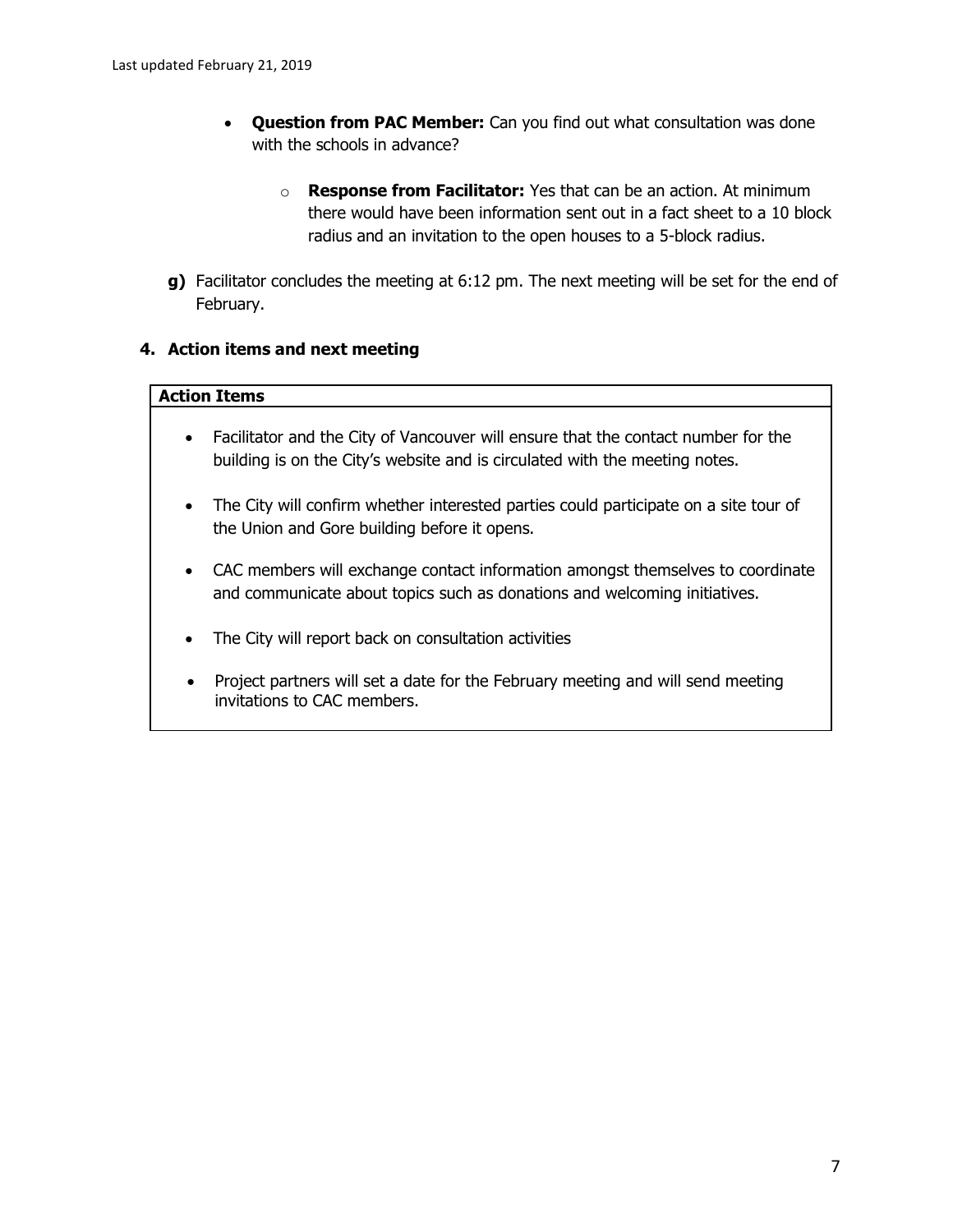- **Question from PAC Member:** Can you find out what consultation was done with the schools in advance?
  - **Response from Facilitator:** Yes that can be an action. At minimum there would have been information sent out in a fact sheet to a 10 block radius and an invitation to the open houses to a 5-block radius.

**g)** Facilitator concludes the meeting at 6:12 pm. The next meeting will be set for the end of February.

## 4. Action items and next meeting

| **Action Items** |
|---|
| • Facilitator and the City of Vancouver will ensure that the contact number for the building is on the City's website and is circulated with the meeting notes.<br>• The City will confirm whether interested parties could participate on a site tour of the Union and Gore building before it opens.<br>• CAC members will exchange contact information amongst themselves to coordinate and communicate about topics such as donations and welcoming initiatives.<br>• The City will report back on consultation activities<br>• Project partners will set a date for the February meeting and will send meeting invitations to CAC members. |